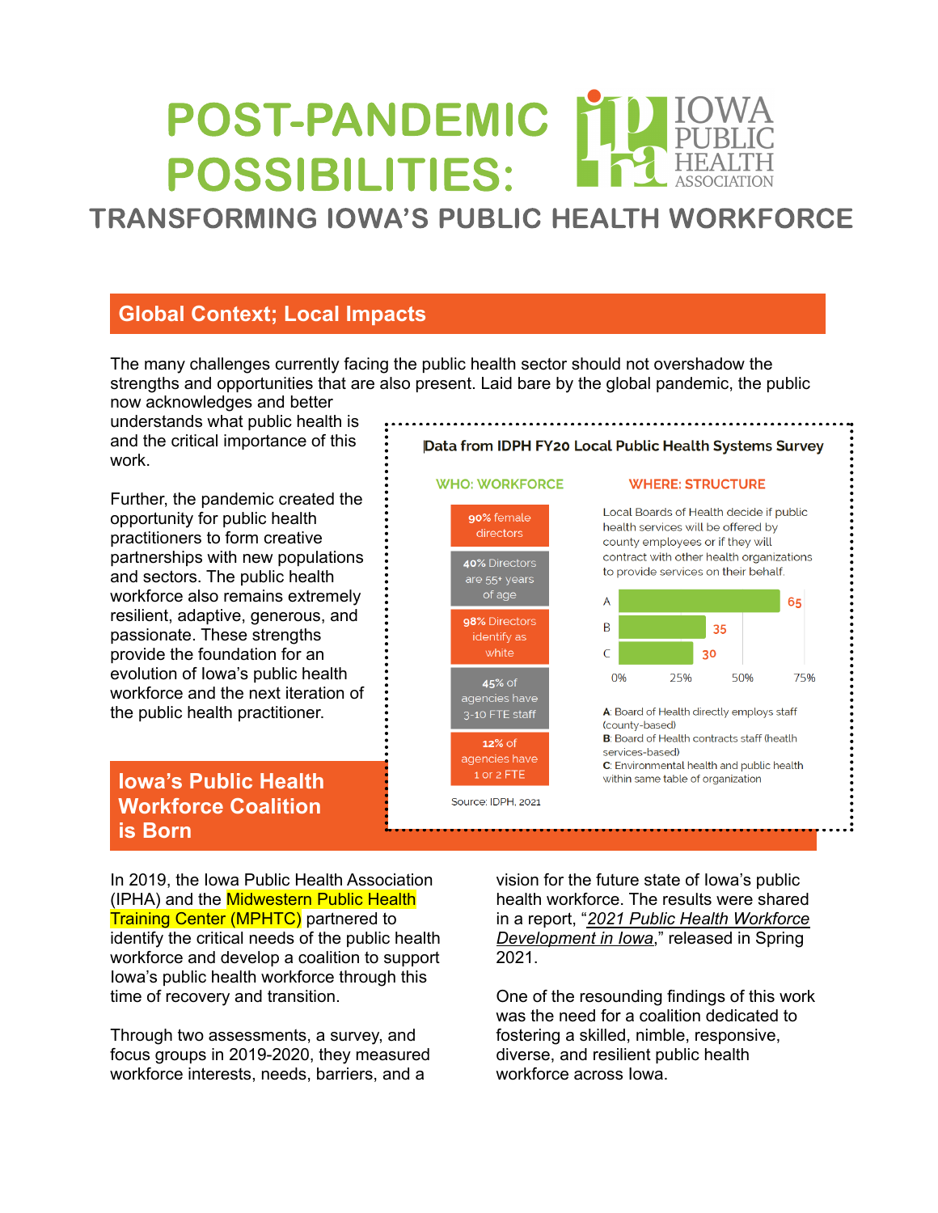# POST-PANDEMIC POSSIBILITIES:

IOWA PUBLIC HEALTH ASSOCIATION

## TRANSFORMING IOWA'S PUBLIC HEALTH WORKFORCE

## Global Context; Local Impacts

The many challenges currently facing the public health sector should not overshadow the strengths and opportunities that are also present. Laid bare by the global pandemic, the public now acknowledges and better understands what public health is and the critical importance of this work.

Further, the pandemic created the opportunity for public health practitioners to form creative partnerships with new populations and sectors. The public health workforce also remains extremely resilient, adaptive, generous, and passionate. These strengths provide the foundation for an evolution of Iowa's public health workforce and the next iteration of the public health practitioner.

**Data from IDPH FY20 Local Public Health Systems Survey**

**WHO: WORKFORCE**

- **90%** female directors
- **40%** Directors are 55+ years of age
- **98%** Directors identify as white
- **45%** of agencies have 3-10 FTE staff
- **12%** of agencies have 1 or 2 FTE

**WHERE: STRUCTURE**

Local Boards of Health decide if public health services will be offered by county employees or if they will contract with other health organizations to provide services on their behalf.

| | % |
|---|---|
| A | 65 |
| B | 35 |
| C | 30 |

A: Board of Health directly employs staff (county-based)
B: Board of Health contracts staff (health services-based)
C: Environmental health and public health within same table of organization

Source: IDPH, 2021

## Iowa's Public Health Workforce Coalition is Born

In 2019, the Iowa Public Health Association (IPHA) and the Midwestern Public Health Training Center (MPHTC) partnered to identify the critical needs of the public health workforce and develop a coalition to support Iowa's public health workforce through this time of recovery and transition.

Through two assessments, a survey, and focus groups in 2019-2020, they measured workforce interests, needs, barriers, and a vision for the future state of Iowa's public health workforce. The results were shared in a report, "*2021 Public Health Workforce Development in Iowa*," released in Spring 2021.

One of the resounding findings of this work was the need for a coalition dedicated to fostering a skilled, nimble, responsive, diverse, and resilient public health workforce across Iowa.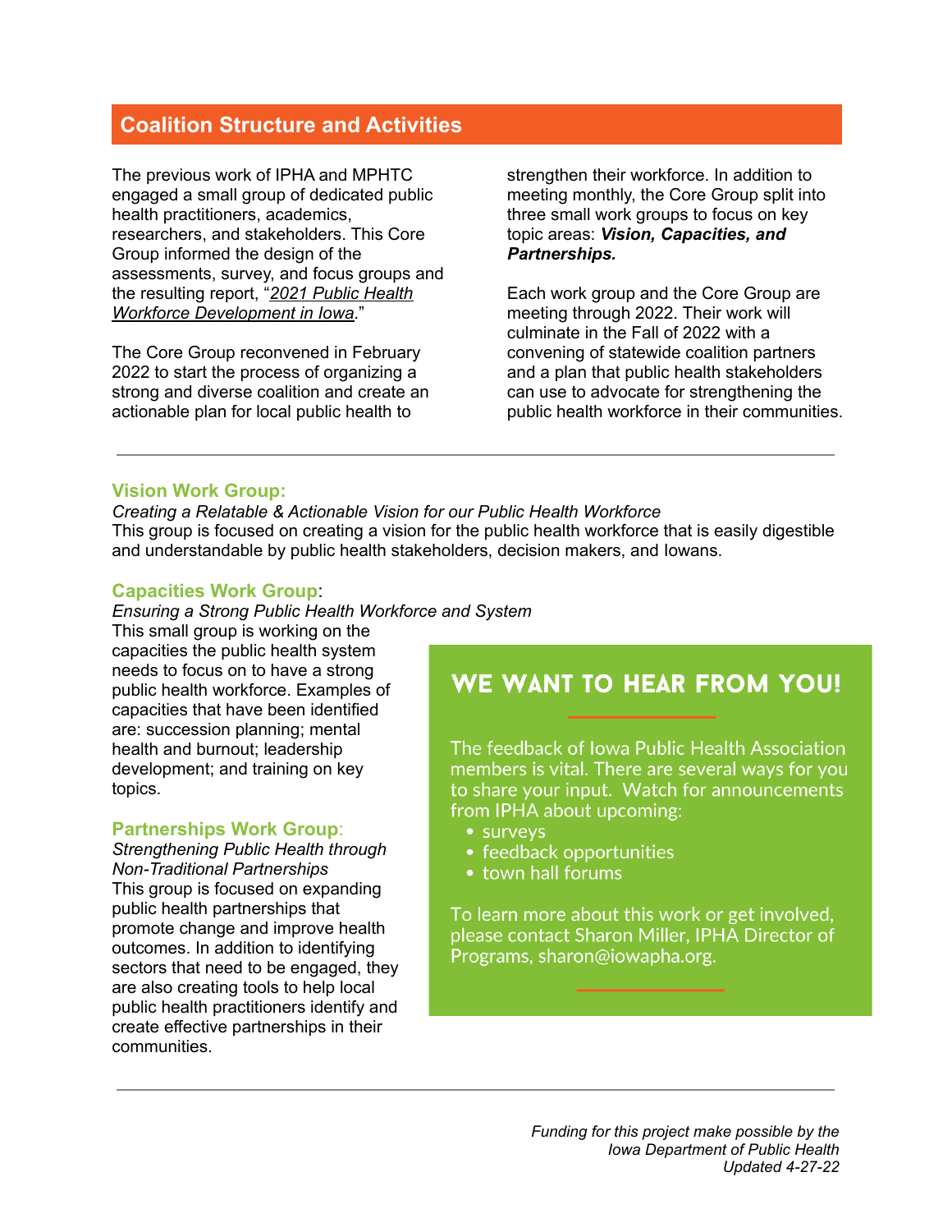## Coalition Structure and Activities

The previous work of IPHA and MPHTC engaged a small group of dedicated public health practitioners, academics, researchers, and stakeholders. This Core Group informed the design of the assessments, survey, and focus groups and the resulting report, "*2021 Public Health Workforce Development in Iowa*."

The Core Group reconvened in February 2022 to start the process of organizing a strong and diverse coalition and create an actionable plan for local public health to strengthen their workforce. In addition to meeting monthly, the Core Group split into three small work groups to focus on key topic areas: ***Vision, Capacities, and Partnerships.***

Each work group and the Core Group are meeting through 2022. Their work will culminate in the Fall of 2022 with a convening of statewide coalition partners and a plan that public health stakeholders can use to advocate for strengthening the public health workforce in their communities.

---

### Vision Work Group:

*Creating a Relatable & Actionable Vision for our Public Health Workforce*

This group is focused on creating a vision for the public health workforce that is easily digestible and understandable by public health stakeholders, decision makers, and Iowans.

### Capacities Work Group:

*Ensuring a Strong Public Health Workforce and System*

This small group is working on the capacities the public health system needs to focus on to have a strong public health workforce. Examples of capacities that have been identified are: succession planning; mental health and burnout; leadership development; and training on key topics.

### Partnerships Work Group:

*Strengthening Public Health through Non-Traditional Partnerships*

This group is focused on expanding public health partnerships that promote change and improve health outcomes. In addition to identifying sectors that need to be engaged, they are also creating tools to help local public health practitioners identify and create effective partnerships in their communities.

### WE WANT TO HEAR FROM YOU!

The feedback of Iowa Public Health Association members is vital. There are several ways for you to share your input. Watch for announcements from IPHA about upcoming:

- surveys
- feedback opportunities
- town hall forums

To learn more about this work or get involved, please contact Sharon Miller, IPHA Director of Programs, sharon@iowapha.org.

---

*Funding for this project make possible by the Iowa Department of Public Health*
*Updated 4-27-22*